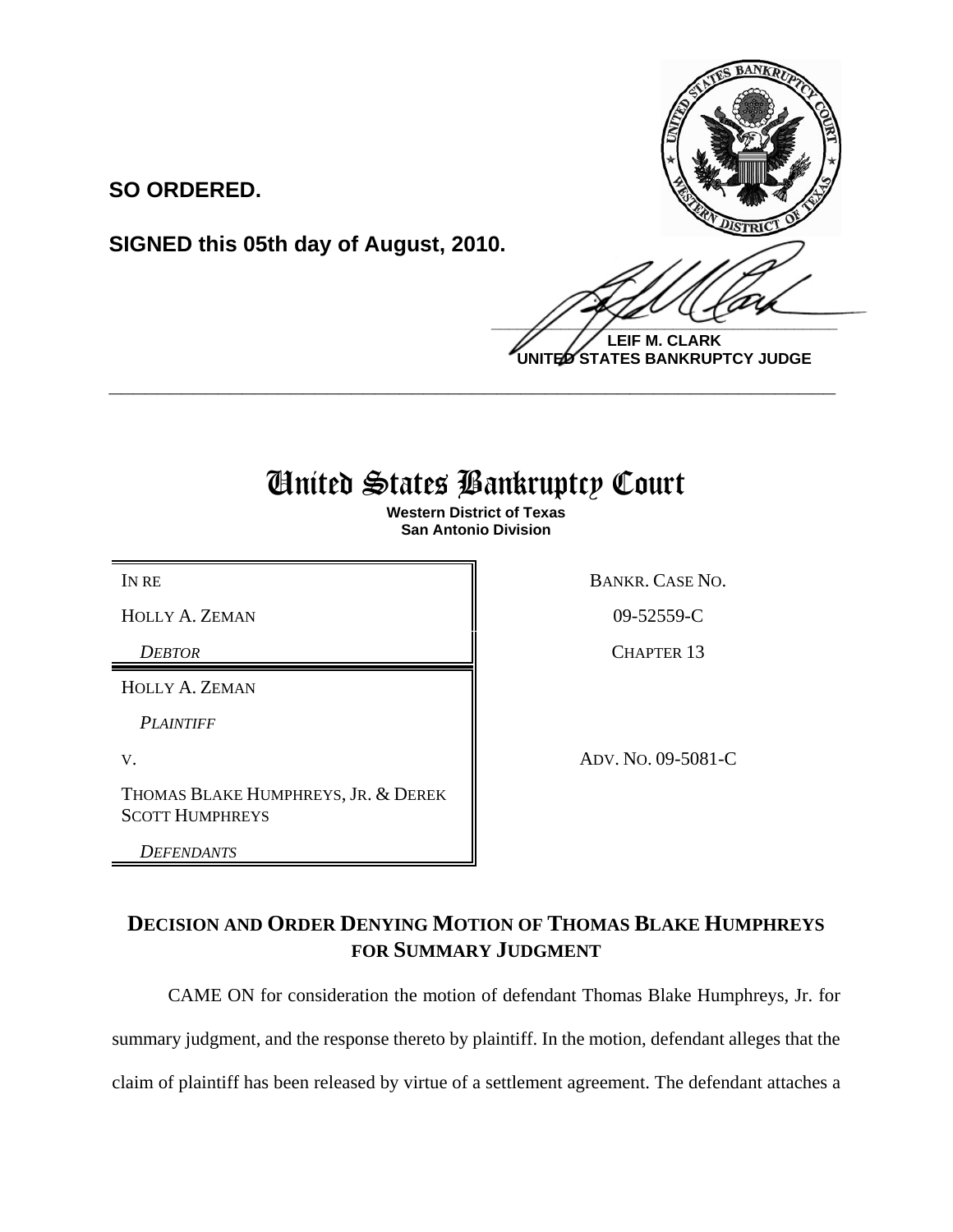**SO ORDERED.**

**SIGNED this 05th day of August, 2010.**

**LEIF M. CLARK**
**UNITED STATES BANKRUPTCY JUDGE**

---

# United States Bankruptcy Court

**Western District of Texas**
**San Antonio Division**

| | |
|---|---|
| IN RE | BANKR. CASE NO. |
| HOLLY A. ZEMAN | 09-52559-C |
| *DEBTOR* | CHAPTER 13 |
| HOLLY A. ZEMAN | |
| *PLAINTIFF* | |
| V. | ADV. NO. 09-5081-C |
| THOMAS BLAKE HUMPHREYS, JR. & DEREK SCOTT HUMPHREYS | |
| *DEFENDANTS* | |

## DECISION AND ORDER DENYING MOTION OF THOMAS BLAKE HUMPHREYS FOR SUMMARY JUDGMENT

CAME ON for consideration the motion of defendant Thomas Blake Humphreys, Jr. for summary judgment, and the response thereto by plaintiff. In the motion, defendant alleges that the claim of plaintiff has been released by virtue of a settlement agreement. The defendant attaches a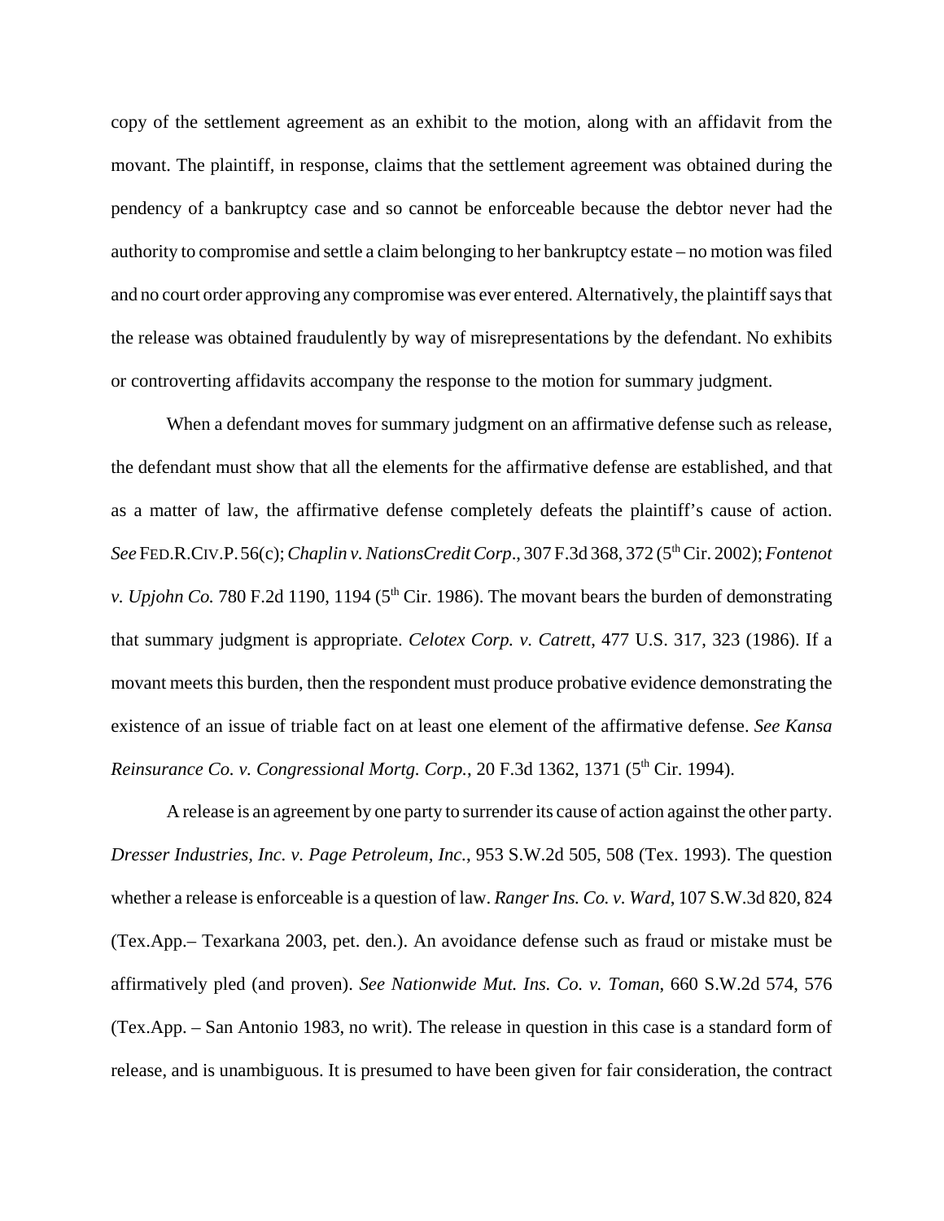copy of the settlement agreement as an exhibit to the motion, along with an affidavit from the movant. The plaintiff, in response, claims that the settlement agreement was obtained during the pendency of a bankruptcy case and so cannot be enforceable because the debtor never had the authority to compromise and settle a claim belonging to her bankruptcy estate – no motion was filed and no court order approving any compromise was ever entered. Alternatively, the plaintiff says that the release was obtained fraudulently by way of misrepresentations by the defendant. No exhibits or controverting affidavits accompany the response to the motion for summary judgment.

When a defendant moves for summary judgment on an affirmative defense such as release, the defendant must show that all the elements for the affirmative defense are established, and that as a matter of law, the affirmative defense completely defeats the plaintiff's cause of action. *See* FED.R.CIV.P. 56(c); *Chaplin v. NationsCredit Corp*., 307 F.3d 368, 372 (5th Cir. 2002); *Fontenot v. Upjohn Co.* 780 F.2d 1190, 1194 (5th Cir. 1986). The movant bears the burden of demonstrating that summary judgment is appropriate. *Celotex Corp. v. Catrett*, 477 U.S. 317, 323 (1986). If a movant meets this burden, then the respondent must produce probative evidence demonstrating the existence of an issue of triable fact on at least one element of the affirmative defense. *See Kansa Reinsurance Co. v. Congressional Mortg. Corp.*, 20 F.3d 1362, 1371 (5th Cir. 1994).

A release is an agreement by one party to surrender its cause of action against the other party. *Dresser Industries, Inc. v. Page Petroleum, Inc.*, 953 S.W.2d 505, 508 (Tex. 1993). The question whether a release is enforceable is a question of law. *Ranger Ins. Co. v. Ward*, 107 S.W.3d 820, 824 (Tex.App.– Texarkana 2003, pet. den.). An avoidance defense such as fraud or mistake must be affirmatively pled (and proven). *See Nationwide Mut. Ins. Co. v. Toman*, 660 S.W.2d 574, 576 (Tex.App. – San Antonio 1983, no writ). The release in question in this case is a standard form of release, and is unambiguous. It is presumed to have been given for fair consideration, the contract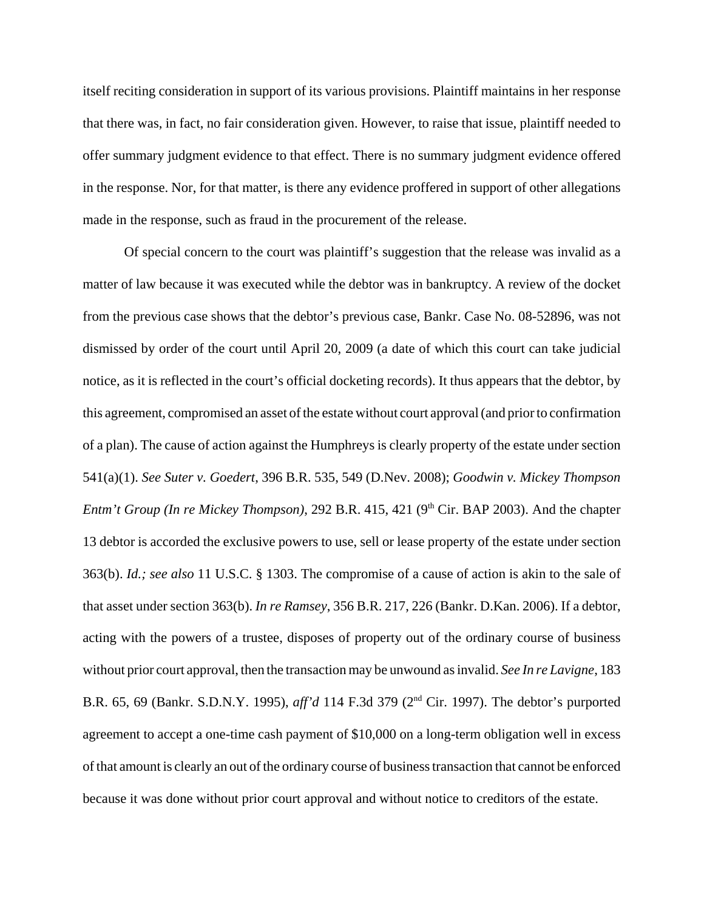itself reciting consideration in support of its various provisions. Plaintiff maintains in her response that there was, in fact, no fair consideration given. However, to raise that issue, plaintiff needed to offer summary judgment evidence to that effect. There is no summary judgment evidence offered in the response. Nor, for that matter, is there any evidence proffered in support of other allegations made in the response, such as fraud in the procurement of the release.

Of special concern to the court was plaintiff's suggestion that the release was invalid as a matter of law because it was executed while the debtor was in bankruptcy. A review of the docket from the previous case shows that the debtor's previous case, Bankr. Case No. 08-52896, was not dismissed by order of the court until April 20, 2009 (a date of which this court can take judicial notice, as it is reflected in the court's official docketing records). It thus appears that the debtor, by this agreement, compromised an asset of the estate without court approval (and prior to confirmation of a plan). The cause of action against the Humphreys is clearly property of the estate under section 541(a)(1). *See Suter v. Goedert*, 396 B.R. 535, 549 (D.Nev. 2008); *Goodwin v. Mickey Thompson Entm't Group (In re Mickey Thompson)*, 292 B.R. 415, 421 (9th Cir. BAP 2003). And the chapter 13 debtor is accorded the exclusive powers to use, sell or lease property of the estate under section 363(b). *Id.; see also* 11 U.S.C. § 1303. The compromise of a cause of action is akin to the sale of that asset under section 363(b). *In re Ramsey*, 356 B.R. 217, 226 (Bankr. D.Kan. 2006). If a debtor, acting with the powers of a trustee, disposes of property out of the ordinary course of business without prior court approval, then the transaction may be unwound as invalid. *See In re Lavigne*, 183 B.R. 65, 69 (Bankr. S.D.N.Y. 1995), *aff'd* 114 F.3d 379 (2nd Cir. 1997). The debtor's purported agreement to accept a one-time cash payment of $10,000 on a long-term obligation well in excess of that amount is clearly an out of the ordinary course of business transaction that cannot be enforced because it was done without prior court approval and without notice to creditors of the estate.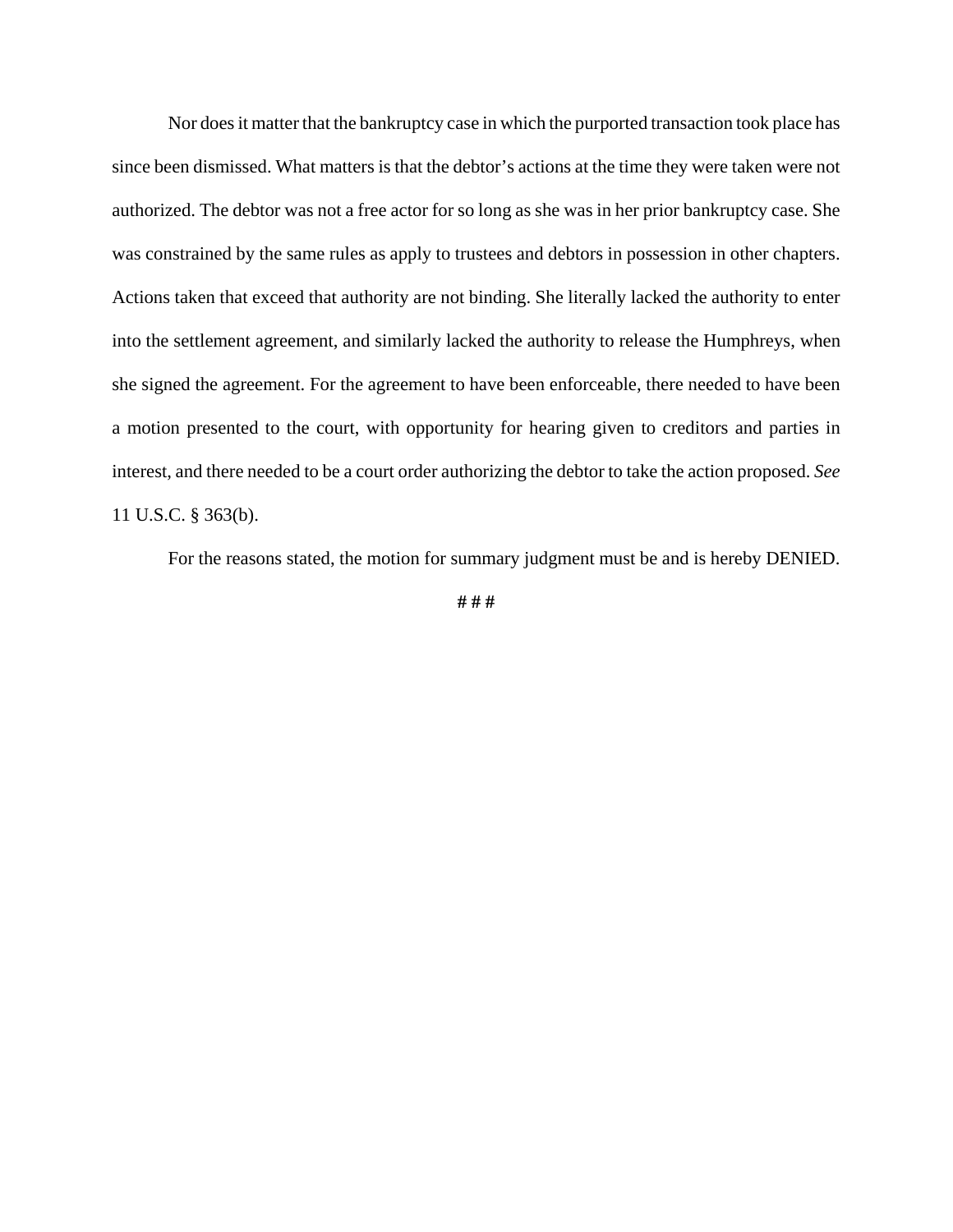Nor does it matter that the bankruptcy case in which the purported transaction took place has since been dismissed. What matters is that the debtor's actions at the time they were taken were not authorized. The debtor was not a free actor for so long as she was in her prior bankruptcy case. She was constrained by the same rules as apply to trustees and debtors in possession in other chapters. Actions taken that exceed that authority are not binding. She literally lacked the authority to enter into the settlement agreement, and similarly lacked the authority to release the Humphreys, when she signed the agreement. For the agreement to have been enforceable, there needed to have been a motion presented to the court, with opportunity for hearing given to creditors and parties in interest, and there needed to be a court order authorizing the debtor to take the action proposed. *See* 11 U.S.C. § 363(b).

For the reasons stated, the motion for summary judgment must be and is hereby DENIED.

# # #